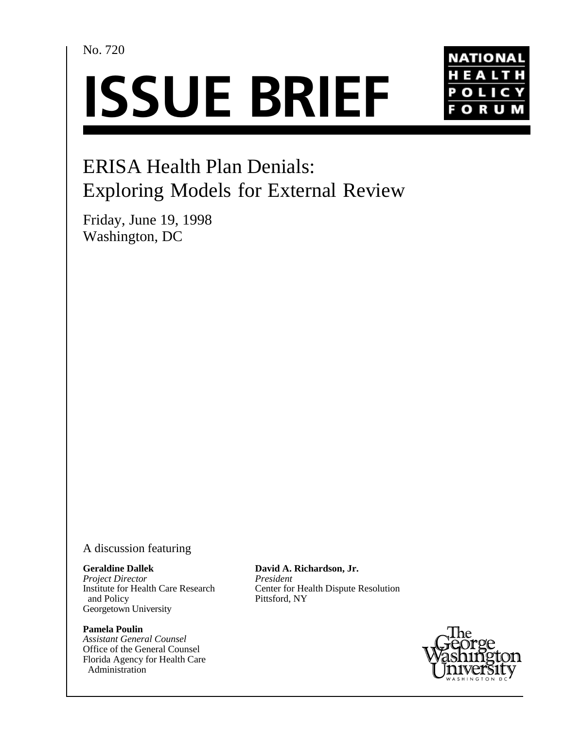No. 720

# ISSUE BRIEF

NATIONAL HEALTH POLICY FORUM

## ERISA Health Plan Denials: Exploring Models for External Review

Friday, June 19, 1998
Washington, DC

A discussion featuring

**Geraldine Dallek**
*Project Director*
Institute for Health Care Research and Policy
Georgetown University

**Pamela Poulin**
*Assistant General Counsel*
Office of the General Counsel
Florida Agency for Health Care Administration

**David A. Richardson, Jr.**
*President*
Center for Health Dispute Resolution
Pittsford, NY

The George Washington University
WASHINGTON DC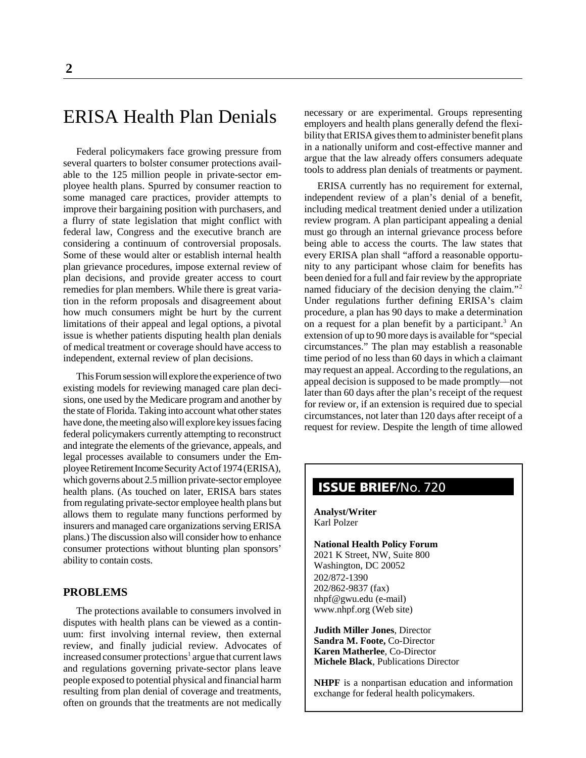# ERISA Health Plan Denials

Federal policymakers face growing pressure from several quarters to bolster consumer protections available to the 125 million people in private-sector employee health plans. Spurred by consumer reaction to some managed care practices, provider attempts to improve their bargaining position with purchasers, and a flurry of state legislation that might conflict with federal law, Congress and the executive branch are considering a continuum of controversial proposals. Some of these would alter or establish internal health plan grievance procedures, impose external review of plan decisions, and provide greater access to court remedies for plan members. While there is great variation in the reform proposals and disagreement about how much consumers might be hurt by the current limitations of their appeal and legal options, a pivotal issue is whether patients disputing health plan denials of medical treatment or coverage should have access to independent, external review of plan decisions.

This Forum session will explore the experience of two existing models for reviewing managed care plan decisions, one used by the Medicare program and another by the state of Florida. Taking into account what other states have done, the meeting also will explore key issues facing federal policymakers currently attempting to reconstruct and integrate the elements of the grievance, appeals, and legal processes available to consumers under the Employee Retirement Income Security Act of 1974 (ERISA), which governs about 2.5 million private-sector employee health plans. (As touched on later, ERISA bars states from regulating private-sector employee health plans but allows them to regulate many functions performed by insurers and managed care organizations serving ERISA plans.) The discussion also will consider how to enhance consumer protections without blunting plan sponsors' ability to contain costs.

## PROBLEMS

The protections available to consumers involved in disputes with health plans can be viewed as a continuum: first involving internal review, then external review, and finally judicial review. Advocates of increased consumer protections[1] argue that current laws and regulations governing private-sector plans leave people exposed to potential physical and financial harm resulting from plan denial of coverage and treatments, often on grounds that the treatments are not medically necessary or are experimental. Groups representing employers and health plans generally defend the flexibility that ERISA gives them to administer benefit plans in a nationally uniform and cost-effective manner and argue that the law already offers consumers adequate tools to address plan denials of treatments or payment.

ERISA currently has no requirement for external, independent review of a plan's denial of a benefit, including medical treatment denied under a utilization review program. A plan participant appealing a denial must go through an internal grievance process before being able to access the courts. The law states that every ERISA plan shall "afford a reasonable opportunity to any participant whose claim for benefits has been denied for a full and fair review by the appropriate named fiduciary of the decision denying the claim."[2] Under regulations further defining ERISA's claim procedure, a plan has 90 days to make a determination on a request for a plan benefit by a participant.[3] An extension of up to 90 more days is available for "special circumstances." The plan may establish a reasonable time period of no less than 60 days in which a claimant may request an appeal. According to the regulations, an appeal decision is supposed to be made promptly—not later than 60 days after the plan's receipt of the request for review or, if an extension is required due to special circumstances, not later than 120 days after receipt of a request for review. Despite the length of time allowed

**ISSUE BRIEF/No. 720**

**Analyst/Writer**
Karl Polzer

**National Health Policy Forum**
2021 K Street, NW, Suite 800
Washington, DC 20052
202/872-1390
202/862-9837 (fax)
nhpf@gwu.edu (e-mail)
www.nhpf.org (Web site)

**Judith Miller Jones**, Director
**Sandra M. Foote,** Co-Director
**Karen Matherlee**, Co-Director
**Michele Black**, Publications Director

**NHPF** is a nonpartisan education and information exchange for federal health policymakers.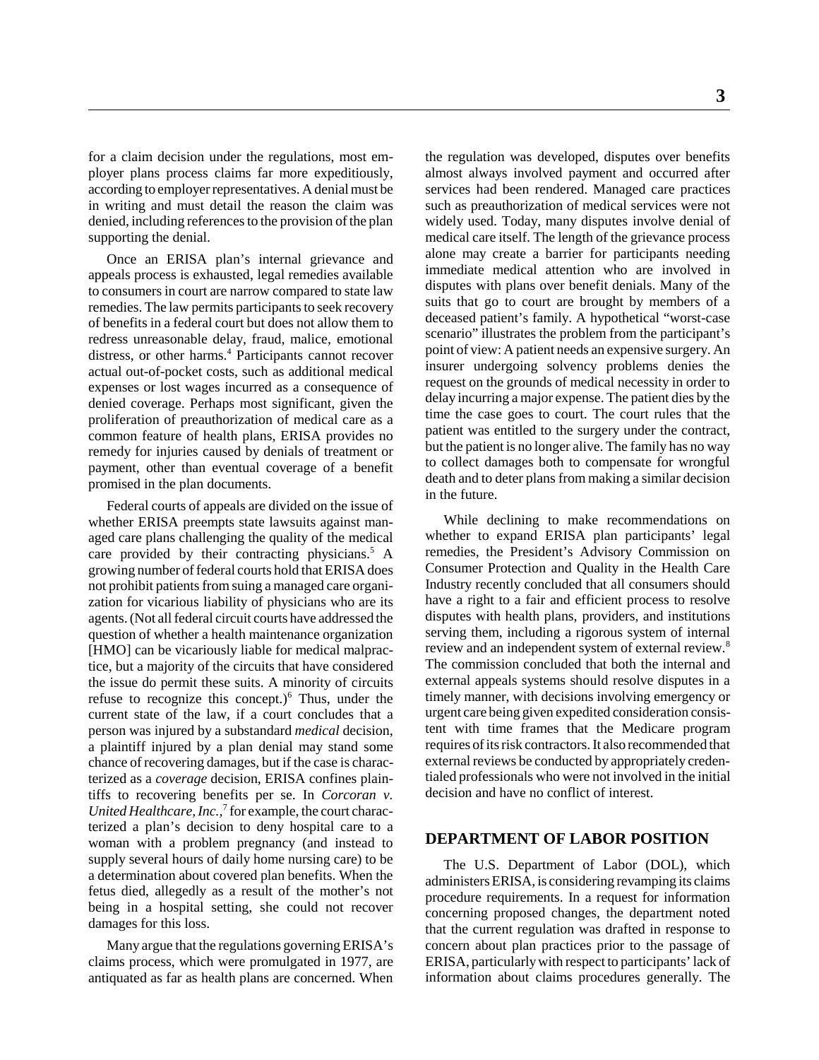for a claim decision under the regulations, most employer plans process claims far more expeditiously, according to employer representatives. A denial must be in writing and must detail the reason the claim was denied, including references to the provision of the plan supporting the denial.

Once an ERISA plan's internal grievance and appeals process is exhausted, legal remedies available to consumers in court are narrow compared to state law remedies. The law permits participants to seek recovery of benefits in a federal court but does not allow them to redress unreasonable delay, fraud, malice, emotional distress, or other harms.[4] Participants cannot recover actual out-of-pocket costs, such as additional medical expenses or lost wages incurred as a consequence of denied coverage. Perhaps most significant, given the proliferation of preauthorization of medical care as a common feature of health plans, ERISA provides no remedy for injuries caused by denials of treatment or payment, other than eventual coverage of a benefit promised in the plan documents.

Federal courts of appeals are divided on the issue of whether ERISA preempts state lawsuits against managed care plans challenging the quality of the medical care provided by their contracting physicians.[5] A growing number of federal courts hold that ERISA does not prohibit patients from suing a managed care organization for vicarious liability of physicians who are its agents. (Not all federal circuit courts have addressed the question of whether a health maintenance organization [HMO] can be vicariously liable for medical malpractice, but a majority of the circuits that have considered the issue do permit these suits. A minority of circuits refuse to recognize this concept.)[6] Thus, under the current state of the law, if a court concludes that a person was injured by a substandard *medical* decision, a plaintiff injured by a plan denial may stand some chance of recovering damages, but if the case is characterized as a *coverage* decision, ERISA confines plaintiffs to recovering benefits per se. In *Corcoran v. United Healthcare, Inc.*,[7] for example, the court characterized a plan's decision to deny hospital care to a woman with a problem pregnancy (and instead to supply several hours of daily home nursing care) to be a determination about covered plan benefits. When the fetus died, allegedly as a result of the mother's not being in a hospital setting, she could not recover damages for this loss.

Many argue that the regulations governing ERISA's claims process, which were promulgated in 1977, are antiquated as far as health plans are concerned. When the regulation was developed, disputes over benefits almost always involved payment and occurred after services had been rendered. Managed care practices such as preauthorization of medical services were not widely used. Today, many disputes involve denial of medical care itself. The length of the grievance process alone may create a barrier for participants needing immediate medical attention who are involved in disputes with plans over benefit denials. Many of the suits that go to court are brought by members of a deceased patient's family. A hypothetical "worst-case scenario" illustrates the problem from the participant's point of view: A patient needs an expensive surgery. An insurer undergoing solvency problems denies the request on the grounds of medical necessity in order to delay incurring a major expense. The patient dies by the time the case goes to court. The court rules that the patient was entitled to the surgery under the contract, but the patient is no longer alive. The family has no way to collect damages both to compensate for wrongful death and to deter plans from making a similar decision in the future.

While declining to make recommendations on whether to expand ERISA plan participants' legal remedies, the President's Advisory Commission on Consumer Protection and Quality in the Health Care Industry recently concluded that all consumers should have a right to a fair and efficient process to resolve disputes with health plans, providers, and institutions serving them, including a rigorous system of internal review and an independent system of external review.[8] The commission concluded that both the internal and external appeals systems should resolve disputes in a timely manner, with decisions involving emergency or urgent care being given expedited consideration consistent with time frames that the Medicare program requires of its risk contractors. It also recommended that external reviews be conducted by appropriately credentialed professionals who were not involved in the initial decision and have no conflict of interest.

## DEPARTMENT OF LABOR POSITION

The U.S. Department of Labor (DOL), which administers ERISA, is considering revamping its claims procedure requirements. In a request for information concerning proposed changes, the department noted that the current regulation was drafted in response to concern about plan practices prior to the passage of ERISA, particularly with respect to participants' lack of information about claims procedures generally. The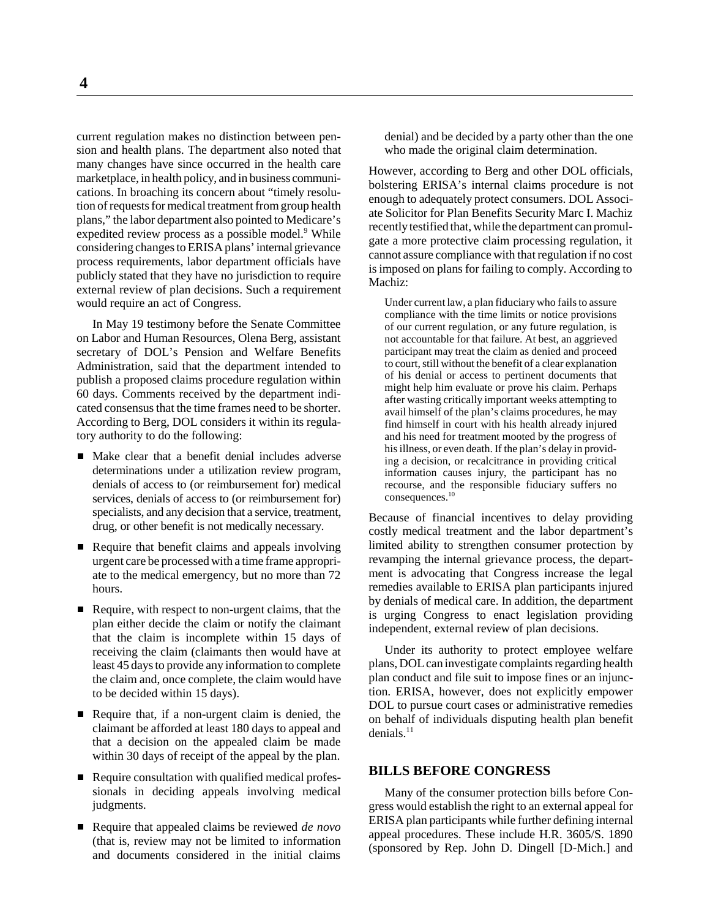current regulation makes no distinction between pension and health plans. The department also noted that many changes have since occurred in the health care marketplace, in health policy, and in business communications. In broaching its concern about "timely resolution of requests for medical treatment from group health plans," the labor department also pointed to Medicare's expedited review process as a possible model.[9] While considering changes to ERISA plans' internal grievance process requirements, labor department officials have publicly stated that they have no jurisdiction to require external review of plan decisions. Such a requirement would require an act of Congress.

In May 19 testimony before the Senate Committee on Labor and Human Resources, Olena Berg, assistant secretary of DOL's Pension and Welfare Benefits Administration, said that the department intended to publish a proposed claims procedure regulation within 60 days. Comments received by the department indicated consensus that the time frames need to be shorter. According to Berg, DOL considers it within its regulatory authority to do the following:

- Make clear that a benefit denial includes adverse determinations under a utilization review program, denials of access to (or reimbursement for) medical services, denials of access to (or reimbursement for) specialists, and any decision that a service, treatment, drug, or other benefit is not medically necessary.
- Require that benefit claims and appeals involving urgent care be processed with a time frame appropriate to the medical emergency, but no more than 72 hours.
- Require, with respect to non-urgent claims, that the plan either decide the claim or notify the claimant that the claim is incomplete within 15 days of receiving the claim (claimants then would have at least 45 days to provide any information to complete the claim and, once complete, the claim would have to be decided within 15 days).
- Require that, if a non-urgent claim is denied, the claimant be afforded at least 180 days to appeal and that a decision on the appealed claim be made within 30 days of receipt of the appeal by the plan.
- Require consultation with qualified medical professionals in deciding appeals involving medical judgments.
- Require that appealed claims be reviewed *de novo* (that is, review may not be limited to information and documents considered in the initial claims denial) and be decided by a party other than the one who made the original claim determination.

However, according to Berg and other DOL officials, bolstering ERISA's internal claims procedure is not enough to adequately protect consumers. DOL Associate Solicitor for Plan Benefits Security Marc I. Machiz recently testified that, while the department can promulgate a more protective claim processing regulation, it cannot assure compliance with that regulation if no cost is imposed on plans for failing to comply. According to Machiz:

> Under current law, a plan fiduciary who fails to assure compliance with the time limits or notice provisions of our current regulation, or any future regulation, is not accountable for that failure. At best, an aggrieved participant may treat the claim as denied and proceed to court, still without the benefit of a clear explanation of his denial or access to pertinent documents that might help him evaluate or prove his claim. Perhaps after wasting critically important weeks attempting to avail himself of the plan's claims procedures, he may find himself in court with his health already injured and his need for treatment mooted by the progress of his illness, or even death. If the plan's delay in providing a decision, or recalcitrance in providing critical information causes injury, the participant has no recourse, and the responsible fiduciary suffers no consequences.[10]

Because of financial incentives to delay providing costly medical treatment and the labor department's limited ability to strengthen consumer protection by revamping the internal grievance process, the department is advocating that Congress increase the legal remedies available to ERISA plan participants injured by denials of medical care. In addition, the department is urging Congress to enact legislation providing independent, external review of plan decisions.

Under its authority to protect employee welfare plans, DOL can investigate complaints regarding health plan conduct and file suit to impose fines or an injunction. ERISA, however, does not explicitly empower DOL to pursue court cases or administrative remedies on behalf of individuals disputing health plan benefit denials.[11]

## BILLS BEFORE CONGRESS

Many of the consumer protection bills before Congress would establish the right to an external appeal for ERISA plan participants while further defining internal appeal procedures. These include H.R. 3605/S. 1890 (sponsored by Rep. John D. Dingell [D-Mich.] and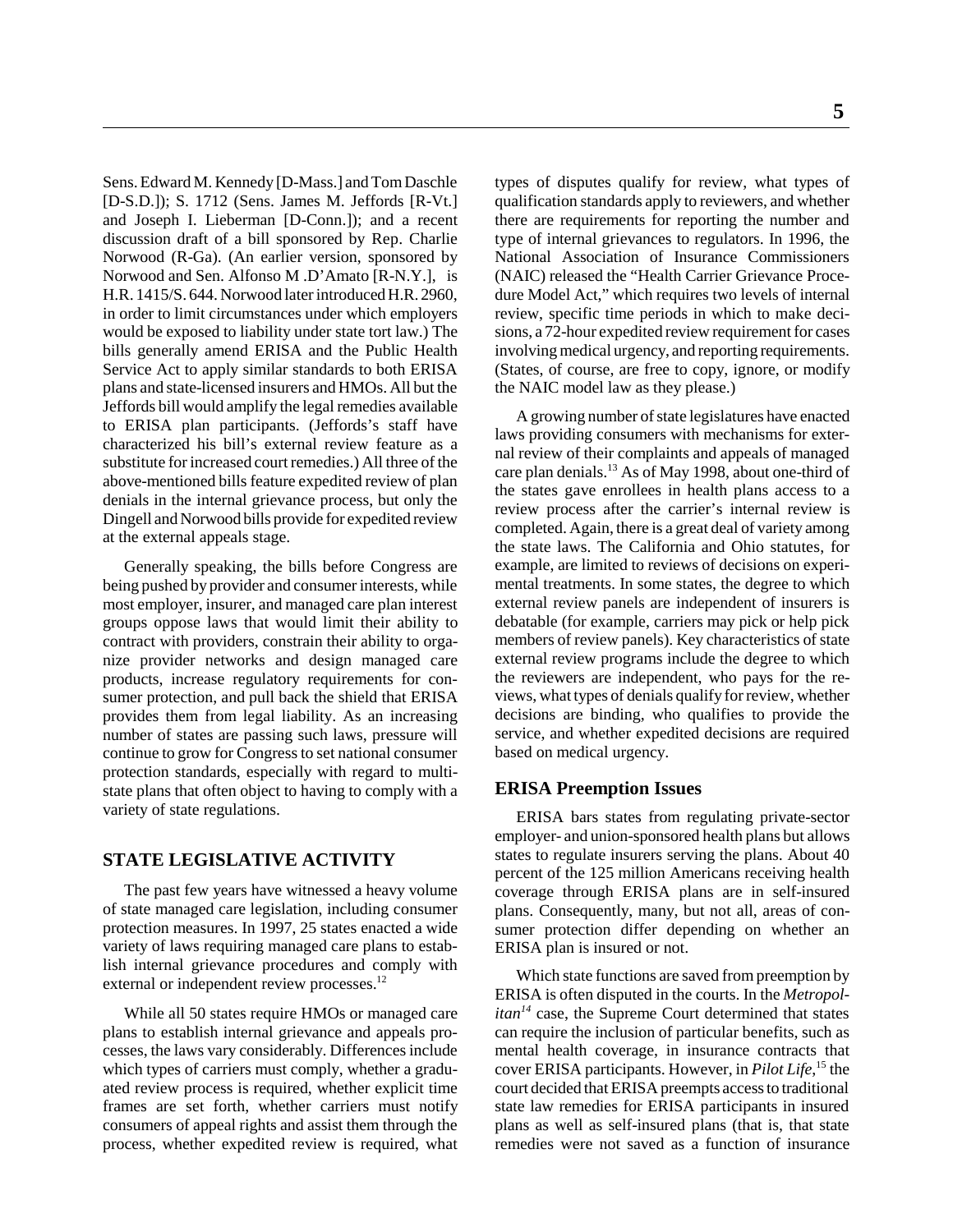Sens. Edward M. Kennedy [D-Mass.] and Tom Daschle [D-S.D.]); S. 1712 (Sens. James M. Jeffords [R-Vt.] and Joseph I. Lieberman [D-Conn.]); and a recent discussion draft of a bill sponsored by Rep. Charlie Norwood (R-Ga). (An earlier version, sponsored by Norwood and Sen. Alfonso M .D'Amato [R-N.Y.], is H.R. 1415/S. 644. Norwood later introduced H.R. 2960, in order to limit circumstances under which employers would be exposed to liability under state tort law.) The bills generally amend ERISA and the Public Health Service Act to apply similar standards to both ERISA plans and state-licensed insurers and HMOs. All but the Jeffords bill would amplify the legal remedies available to ERISA plan participants. (Jeffords's staff have characterized his bill's external review feature as a substitute for increased court remedies.) All three of the above-mentioned bills feature expedited review of plan denials in the internal grievance process, but only the Dingell and Norwood bills provide for expedited review at the external appeals stage.

Generally speaking, the bills before Congress are being pushed by provider and consumer interests, while most employer, insurer, and managed care plan interest groups oppose laws that would limit their ability to contract with providers, constrain their ability to organize provider networks and design managed care products, increase regulatory requirements for consumer protection, and pull back the shield that ERISA provides them from legal liability. As an increasing number of states are passing such laws, pressure will continue to grow for Congress to set national consumer protection standards, especially with regard to multistate plans that often object to having to comply with a variety of state regulations.

## STATE LEGISLATIVE ACTIVITY

The past few years have witnessed a heavy volume of state managed care legislation, including consumer protection measures. In 1997, 25 states enacted a wide variety of laws requiring managed care plans to establish internal grievance procedures and comply with external or independent review processes.[12]

While all 50 states require HMOs or managed care plans to establish internal grievance and appeals processes, the laws vary considerably. Differences include which types of carriers must comply, whether a graduated review process is required, whether explicit time frames are set forth, whether carriers must notify consumers of appeal rights and assist them through the process, whether expedited review is required, what types of disputes qualify for review, what types of qualification standards apply to reviewers, and whether there are requirements for reporting the number and type of internal grievances to regulators. In 1996, the National Association of Insurance Commissioners (NAIC) released the "Health Carrier Grievance Procedure Model Act," which requires two levels of internal review, specific time periods in which to make decisions, a 72-hour expedited review requirement for cases involving medical urgency, and reporting requirements. (States, of course, are free to copy, ignore, or modify the NAIC model law as they please.)

A growing number of state legislatures have enacted laws providing consumers with mechanisms for external review of their complaints and appeals of managed care plan denials.[13] As of May 1998, about one-third of the states gave enrollees in health plans access to a review process after the carrier's internal review is completed. Again, there is a great deal of variety among the state laws. The California and Ohio statutes, for example, are limited to reviews of decisions on experimental treatments. In some states, the degree to which external review panels are independent of insurers is debatable (for example, carriers may pick or help pick members of review panels). Key characteristics of state external review programs include the degree to which the reviewers are independent, who pays for the reviews, what types of denials qualify for review, whether decisions are binding, who qualifies to provide the service, and whether expedited decisions are required based on medical urgency.

### ERISA Preemption Issues

ERISA bars states from regulating private-sector employer- and union-sponsored health plans but allows states to regulate insurers serving the plans. About 40 percent of the 125 million Americans receiving health coverage through ERISA plans are in self-insured plans. Consequently, many, but not all, areas of consumer protection differ depending on whether an ERISA plan is insured or not.

Which state functions are saved from preemption by ERISA is often disputed in the courts. In the *Metropolitan*[14] case, the Supreme Court determined that states can require the inclusion of particular benefits, such as mental health coverage, in insurance contracts that cover ERISA participants. However, in *Pilot Life*,[15] the court decided that ERISA preempts access to traditional state law remedies for ERISA participants in insured plans as well as self-insured plans (that is, that state remedies were not saved as a function of insurance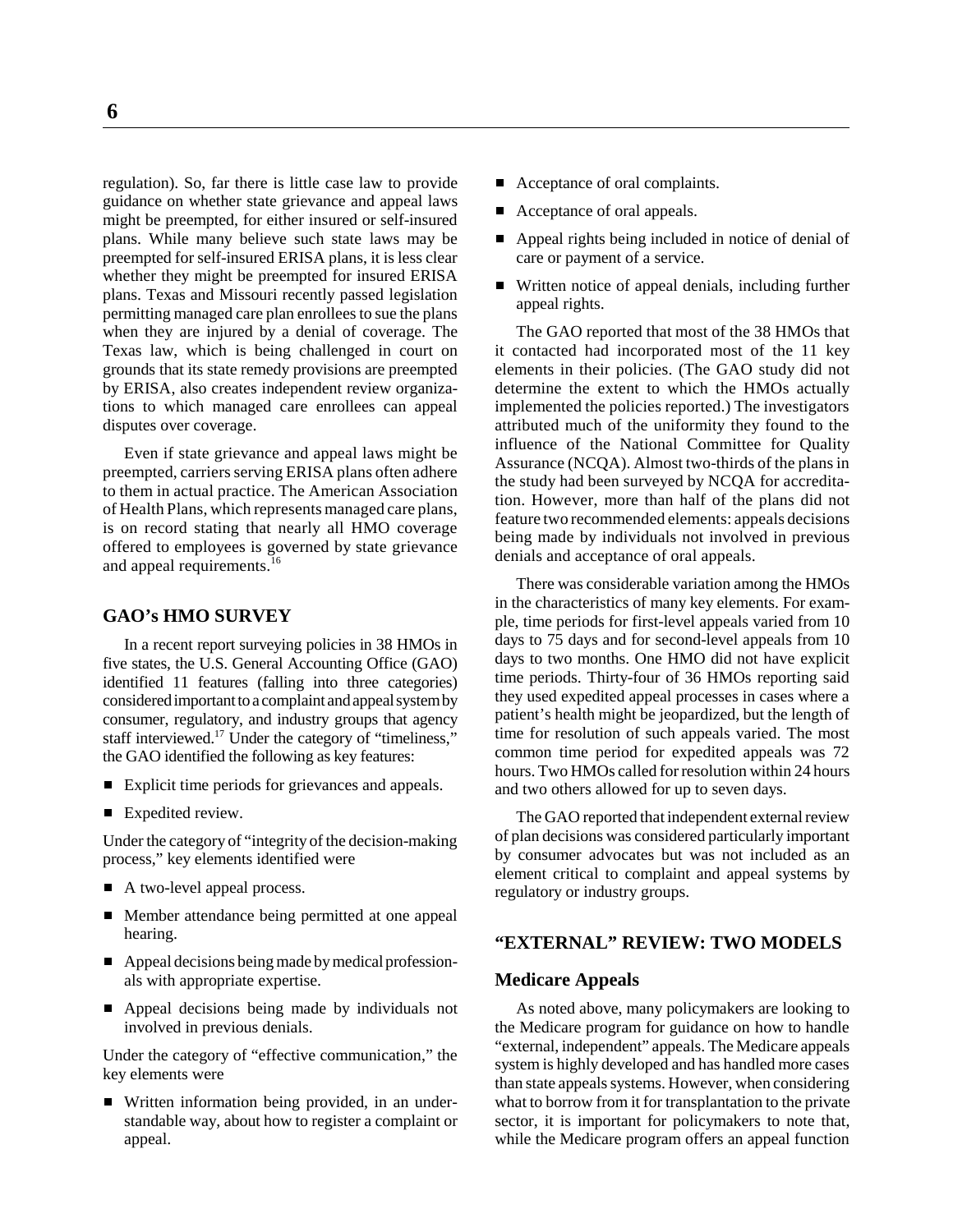regulation). So, far there is little case law to provide guidance on whether state grievance and appeal laws might be preempted, for either insured or self-insured plans. While many believe such state laws may be preempted for self-insured ERISA plans, it is less clear whether they might be preempted for insured ERISA plans. Texas and Missouri recently passed legislation permitting managed care plan enrollees to sue the plans when they are injured by a denial of coverage. The Texas law, which is being challenged in court on grounds that its state remedy provisions are preempted by ERISA, also creates independent review organizations to which managed care enrollees can appeal disputes over coverage.

Even if state grievance and appeal laws might be preempted, carriers serving ERISA plans often adhere to them in actual practice. The American Association of Health Plans, which represents managed care plans, is on record stating that nearly all HMO coverage offered to employees is governed by state grievance and appeal requirements.[16]

## GAO's HMO SURVEY

In a recent report surveying policies in 38 HMOs in five states, the U.S. General Accounting Office (GAO) identified 11 features (falling into three categories) considered important to a complaint and appeal system by consumer, regulatory, and industry groups that agency staff interviewed.[17] Under the category of "timeliness," the GAO identified the following as key features:

- Explicit time periods for grievances and appeals.
- Expedited review.

Under the category of "integrity of the decision-making process," key elements identified were

- A two-level appeal process.
- Member attendance being permitted at one appeal hearing.
- Appeal decisions being made by medical professionals with appropriate expertise.
- Appeal decisions being made by individuals not involved in previous denials.

Under the category of "effective communication," the key elements were

- Written information being provided, in an understandable way, about how to register a complaint or appeal.
- Acceptance of oral complaints.
- Acceptance of oral appeals.
- Appeal rights being included in notice of denial of care or payment of a service.
- Written notice of appeal denials, including further appeal rights.

The GAO reported that most of the 38 HMOs that it contacted had incorporated most of the 11 key elements in their policies. (The GAO study did not determine the extent to which the HMOs actually implemented the policies reported.) The investigators attributed much of the uniformity they found to the influence of the National Committee for Quality Assurance (NCQA). Almost two-thirds of the plans in the study had been surveyed by NCQA for accreditation. However, more than half of the plans did not feature two recommended elements: appeals decisions being made by individuals not involved in previous denials and acceptance of oral appeals.

There was considerable variation among the HMOs in the characteristics of many key elements. For example, time periods for first-level appeals varied from 10 days to 75 days and for second-level appeals from 10 days to two months. One HMO did not have explicit time periods. Thirty-four of 36 HMOs reporting said they used expedited appeal processes in cases where a patient's health might be jeopardized, but the length of time for resolution of such appeals varied. The most common time period for expedited appeals was 72 hours. Two HMOs called for resolution within 24 hours and two others allowed for up to seven days.

The GAO reported that independent external review of plan decisions was considered particularly important by consumer advocates but was not included as an element critical to complaint and appeal systems by regulatory or industry groups.

## "EXTERNAL" REVIEW: TWO MODELS

### Medicare Appeals

As noted above, many policymakers are looking to the Medicare program for guidance on how to handle "external, independent" appeals. The Medicare appeals system is highly developed and has handled more cases than state appeals systems. However, when considering what to borrow from it for transplantation to the private sector, it is important for policymakers to note that, while the Medicare program offers an appeal function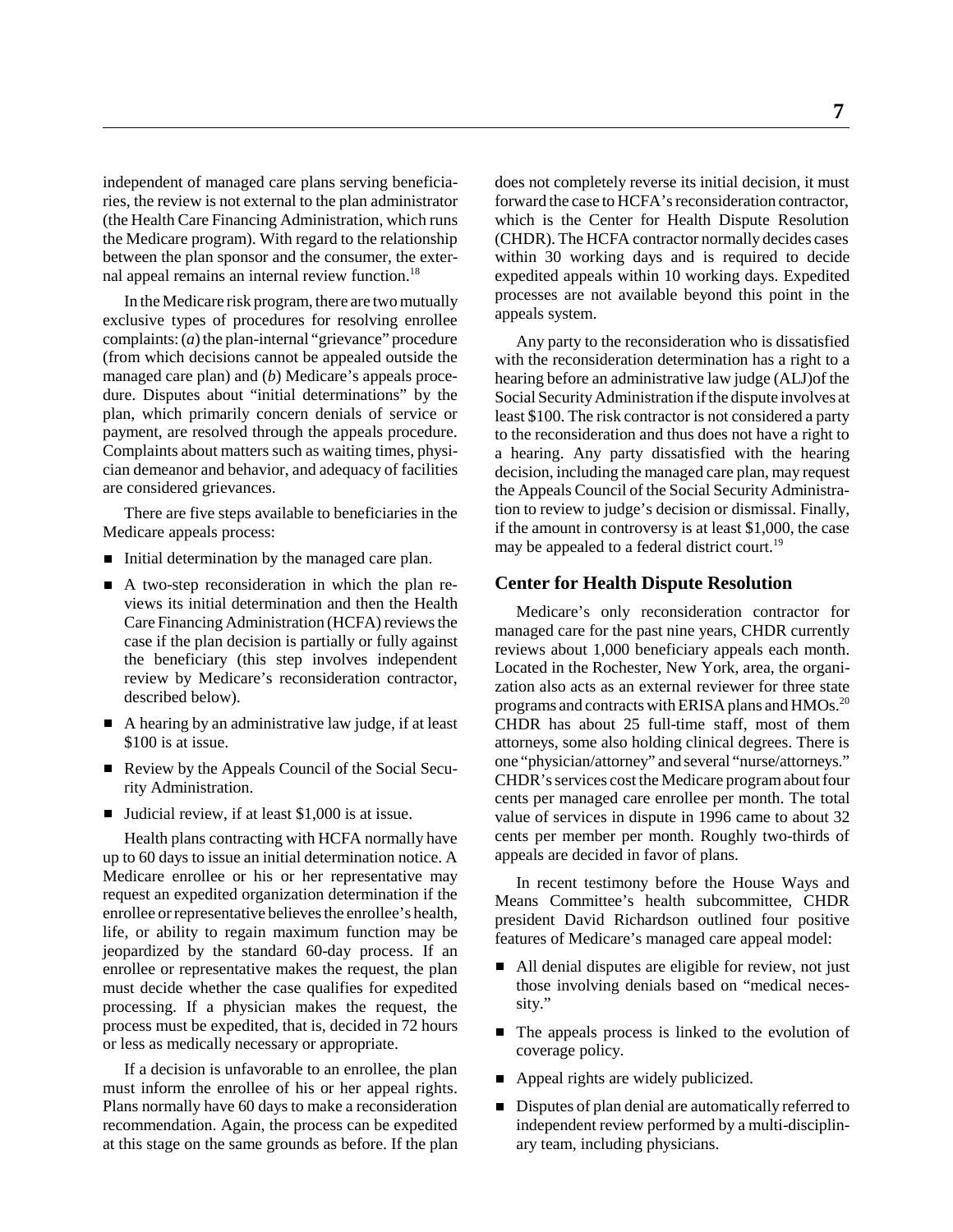independent of managed care plans serving beneficiaries, the review is not external to the plan administrator (the Health Care Financing Administration, which runs the Medicare program). With regard to the relationship between the plan sponsor and the consumer, the external appeal remains an internal review function.[18]

In the Medicare risk program, there are two mutually exclusive types of procedures for resolving enrollee complaints: (*a*) the plan-internal "grievance" procedure (from which decisions cannot be appealed outside the managed care plan) and (*b*) Medicare's appeals procedure. Disputes about "initial determinations" by the plan, which primarily concern denials of service or payment, are resolved through the appeals procedure. Complaints about matters such as waiting times, physician demeanor and behavior, and adequacy of facilities are considered grievances.

There are five steps available to beneficiaries in the Medicare appeals process:

- Initial determination by the managed care plan.
- A two-step reconsideration in which the plan reviews its initial determination and then the Health Care Financing Administration (HCFA) reviews the case if the plan decision is partially or fully against the beneficiary (this step involves independent review by Medicare's reconsideration contractor, described below).
- A hearing by an administrative law judge, if at least $100 is at issue.
- Review by the Appeals Council of the Social Security Administration.
- Judicial review, if at least $1,000 is at issue.

Health plans contracting with HCFA normally have up to 60 days to issue an initial determination notice. A Medicare enrollee or his or her representative may request an expedited organization determination if the enrollee or representative believes the enrollee's health, life, or ability to regain maximum function may be jeopardized by the standard 60-day process. If an enrollee or representative makes the request, the plan must decide whether the case qualifies for expedited processing. If a physician makes the request, the process must be expedited, that is, decided in 72 hours or less as medically necessary or appropriate.

If a decision is unfavorable to an enrollee, the plan must inform the enrollee of his or her appeal rights. Plans normally have 60 days to make a reconsideration recommendation. Again, the process can be expedited at this stage on the same grounds as before. If the plan does not completely reverse its initial decision, it must forward the case to HCFA's reconsideration contractor, which is the Center for Health Dispute Resolution (CHDR). The HCFA contractor normally decides cases within 30 working days and is required to decide expedited appeals within 10 working days. Expedited processes are not available beyond this point in the appeals system.

Any party to the reconsideration who is dissatisfied with the reconsideration determination has a right to a hearing before an administrative law judge (ALJ)of the Social Security Administration if the dispute involves at least $100. The risk contractor is not considered a party to the reconsideration and thus does not have a right to a hearing. Any party dissatisfied with the hearing decision, including the managed care plan, may request the Appeals Council of the Social Security Administration to review to judge's decision or dismissal. Finally, if the amount in controversy is at least $1,000, the case may be appealed to a federal district court.[19]

## Center for Health Dispute Resolution

Medicare's only reconsideration contractor for managed care for the past nine years, CHDR currently reviews about 1,000 beneficiary appeals each month. Located in the Rochester, New York, area, the organization also acts as an external reviewer for three state programs and contracts with ERISA plans and HMOs.[20] CHDR has about 25 full-time staff, most of them attorneys, some also holding clinical degrees. There is one "physician/attorney" and several "nurse/attorneys." CHDR's services cost the Medicare program about four cents per managed care enrollee per month. The total value of services in dispute in 1996 came to about 32 cents per member per month. Roughly two-thirds of appeals are decided in favor of plans.

In recent testimony before the House Ways and Means Committee's health subcommittee, CHDR president David Richardson outlined four positive features of Medicare's managed care appeal model:

- All denial disputes are eligible for review, not just those involving denials based on "medical necessity."
- The appeals process is linked to the evolution of coverage policy.
- Appeal rights are widely publicized.
- Disputes of plan denial are automatically referred to independent review performed by a multi-disciplinary team, including physicians.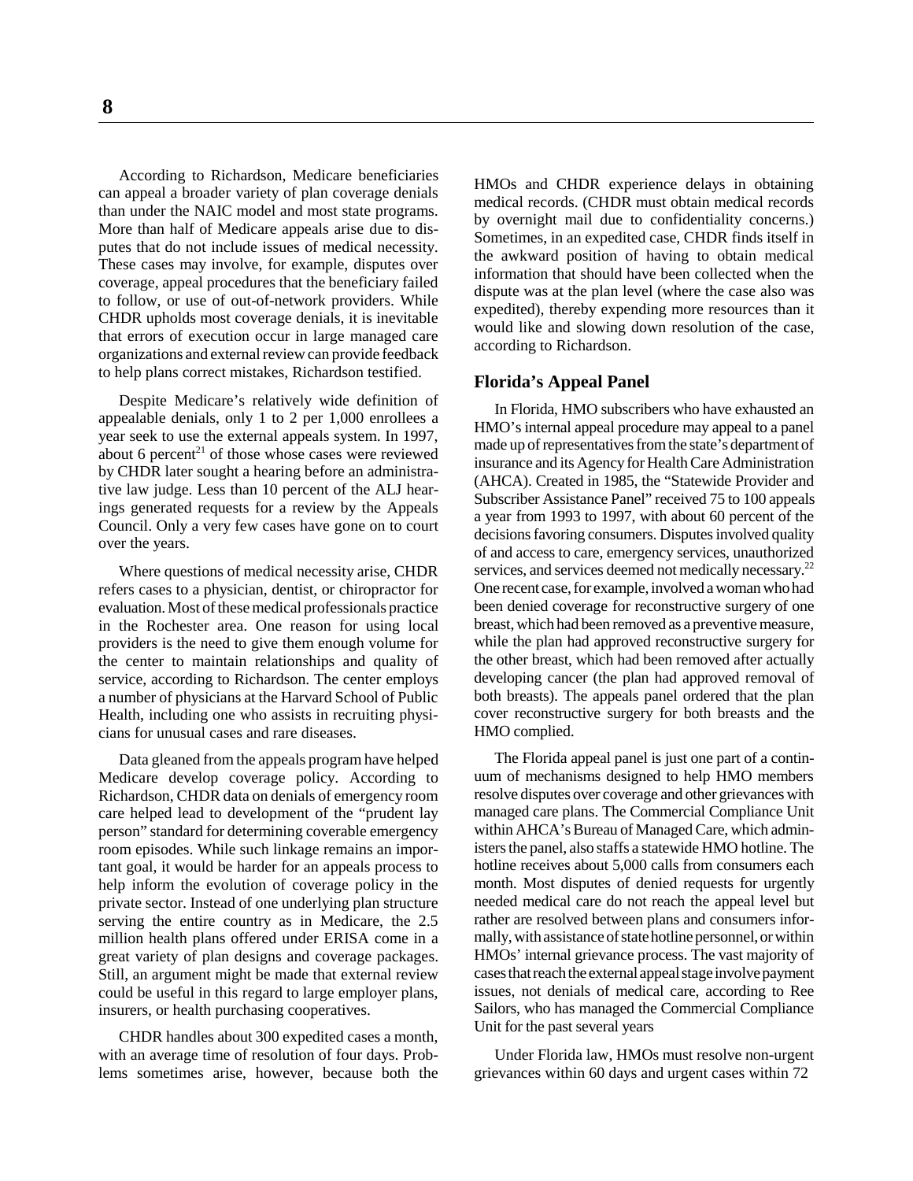According to Richardson, Medicare beneficiaries can appeal a broader variety of plan coverage denials than under the NAIC model and most state programs. More than half of Medicare appeals arise due to disputes that do not include issues of medical necessity. These cases may involve, for example, disputes over coverage, appeal procedures that the beneficiary failed to follow, or use of out-of-network providers. While CHDR upholds most coverage denials, it is inevitable that errors of execution occur in large managed care organizations and external review can provide feedback to help plans correct mistakes, Richardson testified.

Despite Medicare's relatively wide definition of appealable denials, only 1 to 2 per 1,000 enrollees a year seek to use the external appeals system. In 1997, about 6 percent[21] of those whose cases were reviewed by CHDR later sought a hearing before an administrative law judge. Less than 10 percent of the ALJ hearings generated requests for a review by the Appeals Council. Only a very few cases have gone on to court over the years.

Where questions of medical necessity arise, CHDR refers cases to a physician, dentist, or chiropractor for evaluation. Most of these medical professionals practice in the Rochester area. One reason for using local providers is the need to give them enough volume for the center to maintain relationships and quality of service, according to Richardson. The center employs a number of physicians at the Harvard School of Public Health, including one who assists in recruiting physicians for unusual cases and rare diseases.

Data gleaned from the appeals program have helped Medicare develop coverage policy. According to Richardson, CHDR data on denials of emergency room care helped lead to development of the "prudent lay person" standard for determining coverable emergency room episodes. While such linkage remains an important goal, it would be harder for an appeals process to help inform the evolution of coverage policy in the private sector. Instead of one underlying plan structure serving the entire country as in Medicare, the 2.5 million health plans offered under ERISA come in a great variety of plan designs and coverage packages. Still, an argument might be made that external review could be useful in this regard to large employer plans, insurers, or health purchasing cooperatives.

CHDR handles about 300 expedited cases a month, with an average time of resolution of four days. Problems sometimes arise, however, because both the HMOs and CHDR experience delays in obtaining medical records. (CHDR must obtain medical records by overnight mail due to confidentiality concerns.) Sometimes, in an expedited case, CHDR finds itself in the awkward position of having to obtain medical information that should have been collected when the dispute was at the plan level (where the case also was expedited), thereby expending more resources than it would like and slowing down resolution of the case, according to Richardson.

### Florida's Appeal Panel

In Florida, HMO subscribers who have exhausted an HMO's internal appeal procedure may appeal to a panel made up of representatives from the state's department of insurance and its Agency for Health Care Administration (AHCA). Created in 1985, the "Statewide Provider and Subscriber Assistance Panel" received 75 to 100 appeals a year from 1993 to 1997, with about 60 percent of the decisions favoring consumers. Disputes involved quality of and access to care, emergency services, unauthorized services, and services deemed not medically necessary.[22] One recent case, for example, involved a woman who had been denied coverage for reconstructive surgery of one breast, which had been removed as a preventive measure, while the plan had approved reconstructive surgery for the other breast, which had been removed after actually developing cancer (the plan had approved removal of both breasts). The appeals panel ordered that the plan cover reconstructive surgery for both breasts and the HMO complied.

The Florida appeal panel is just one part of a continuum of mechanisms designed to help HMO members resolve disputes over coverage and other grievances with managed care plans. The Commercial Compliance Unit within AHCA's Bureau of Managed Care, which administers the panel, also staffs a statewide HMO hotline. The hotline receives about 5,000 calls from consumers each month. Most disputes of denied requests for urgently needed medical care do not reach the appeal level but rather are resolved between plans and consumers informally, with assistance of state hotline personnel, or within HMOs' internal grievance process. The vast majority of cases that reach the external appeal stage involve payment issues, not denials of medical care, according to Ree Sailors, who has managed the Commercial Compliance Unit for the past several years

Under Florida law, HMOs must resolve non-urgent grievances within 60 days and urgent cases within 72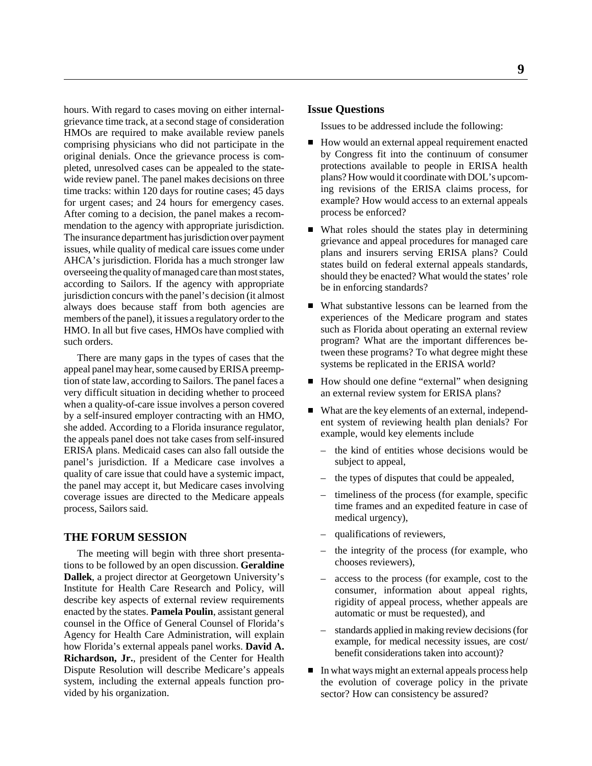hours. With regard to cases moving on either internal-grievance time track, at a second stage of consideration HMOs are required to make available review panels comprising physicians who did not participate in the original denials. Once the grievance process is completed, unresolved cases can be appealed to the statewide review panel. The panel makes decisions on three time tracks: within 120 days for routine cases; 45 days for urgent cases; and 24 hours for emergency cases. After coming to a decision, the panel makes a recommendation to the agency with appropriate jurisdiction. The insurance department has jurisdiction over payment issues, while quality of medical care issues come under AHCA's jurisdiction. Florida has a much stronger law overseeing the quality of managed care than most states, according to Sailors. If the agency with appropriate jurisdiction concurs with the panel's decision (it almost always does because staff from both agencies are members of the panel), it issues a regulatory order to the HMO. In all but five cases, HMOs have complied with such orders.

There are many gaps in the types of cases that the appeal panel may hear, some caused by ERISA preemption of state law, according to Sailors. The panel faces a very difficult situation in deciding whether to proceed when a quality-of-care issue involves a person covered by a self-insured employer contracting with an HMO, she added. According to a Florida insurance regulator, the appeals panel does not take cases from self-insured ERISA plans. Medicaid cases can also fall outside the panel's jurisdiction. If a Medicare case involves a quality of care issue that could have a systemic impact, the panel may accept it, but Medicare cases involving coverage issues are directed to the Medicare appeals process, Sailors said.

## THE FORUM SESSION

The meeting will begin with three short presentations to be followed by an open discussion. **Geraldine Dallek**, a project director at Georgetown University's Institute for Health Care Research and Policy, will describe key aspects of external review requirements enacted by the states. **Pamela Poulin**, assistant general counsel in the Office of General Counsel of Florida's Agency for Health Care Administration, will explain how Florida's external appeals panel works. **David A. Richardson, Jr.**, president of the Center for Health Dispute Resolution will describe Medicare's appeals system, including the external appeals function provided by his organization.

### Issue Questions

Issues to be addressed include the following:

- How would an external appeal requirement enacted by Congress fit into the continuum of consumer protections available to people in ERISA health plans? How would it coordinate with DOL's upcoming revisions of the ERISA claims process, for example? How would access to an external appeals process be enforced?
- What roles should the states play in determining grievance and appeal procedures for managed care plans and insurers serving ERISA plans? Could states build on federal external appeals standards, should they be enacted? What would the states' role be in enforcing standards?
- What substantive lessons can be learned from the experiences of the Medicare program and states such as Florida about operating an external review program? What are the important differences between these programs? To what degree might these systems be replicated in the ERISA world?
- How should one define "external" when designing an external review system for ERISA plans?
- What are the key elements of an external, independent system of reviewing health plan denials? For example, would key elements include
  - the kind of entities whose decisions would be subject to appeal,
  - the types of disputes that could be appealed,
  - timeliness of the process (for example, specific time frames and an expedited feature in case of medical urgency),
  - qualifications of reviewers,
  - the integrity of the process (for example, who chooses reviewers),
  - access to the process (for example, cost to the consumer, information about appeal rights, rigidity of appeal process, whether appeals are automatic or must be requested), and
  - standards applied in making review decisions (for example, for medical necessity issues, are cost/benefit considerations taken into account)?
- In what ways might an external appeals process help the evolution of coverage policy in the private sector? How can consistency be assured?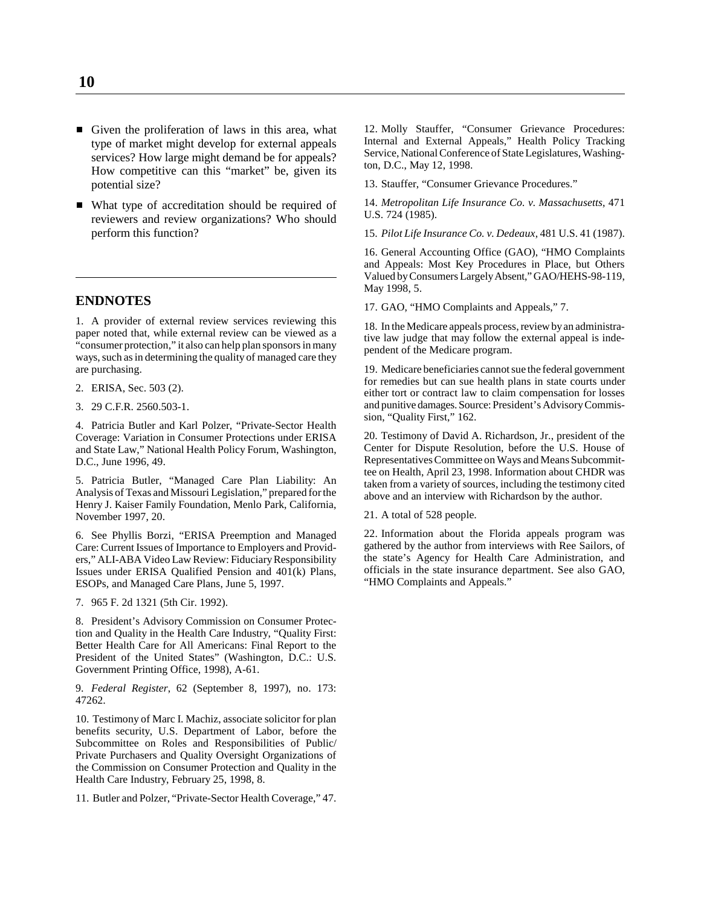- Given the proliferation of laws in this area, what type of market might develop for external appeals services? How large might demand be for appeals? How competitive can this "market" be, given its potential size?
- What type of accreditation should be required of reviewers and review organizations? Who should perform this function?

## ENDNOTES

1. A provider of external review services reviewing this paper noted that, while external review can be viewed as a "consumer protection," it also can help plan sponsors in many ways, such as in determining the quality of managed care they are purchasing.

2. ERISA, Sec. 503 (2).

3. 29 C.F.R. 2560.503-1.

4. Patricia Butler and Karl Polzer, "Private-Sector Health Coverage: Variation in Consumer Protections under ERISA and State Law," National Health Policy Forum, Washington, D.C., June 1996, 49.

5. Patricia Butler, "Managed Care Plan Liability: An Analysis of Texas and Missouri Legislation," prepared for the Henry J. Kaiser Family Foundation, Menlo Park, California, November 1997, 20.

6. See Phyllis Borzi, "ERISA Preemption and Managed Care: Current Issues of Importance to Employers and Providers," ALI-ABA Video Law Review: Fiduciary Responsibility Issues under ERISA Qualified Pension and 401(k) Plans, ESOPs, and Managed Care Plans, June 5, 1997.

7. 965 F. 2d 1321 (5th Cir. 1992).

8. President's Advisory Commission on Consumer Protection and Quality in the Health Care Industry, "Quality First: Better Health Care for All Americans: Final Report to the President of the United States" (Washington, D.C.: U.S. Government Printing Office, 1998), A-61.

9. *Federal Register*, 62 (September 8, 1997), no. 173: 47262.

10. Testimony of Marc I. Machiz, associate solicitor for plan benefits security, U.S. Department of Labor, before the Subcommittee on Roles and Responsibilities of Public/Private Purchasers and Quality Oversight Organizations of the Commission on Consumer Protection and Quality in the Health Care Industry, February 25, 1998, 8.

11. Butler and Polzer, "Private-Sector Health Coverage," 47.

12. Molly Stauffer, "Consumer Grievance Procedures: Internal and External Appeals," Health Policy Tracking Service, National Conference of State Legislatures, Washington, D.C., May 12, 1998.

13. Stauffer, "Consumer Grievance Procedures."

14. *Metropolitan Life Insurance Co. v. Massachusetts*, 471 U.S. 724 (1985).

15. *Pilot Life Insurance Co. v. Dedeaux*, 481 U.S. 41 (1987).

16. General Accounting Office (GAO), "HMO Complaints and Appeals: Most Key Procedures in Place, but Others Valued by Consumers Largely Absent," GAO/HEHS-98-119, May 1998, 5.

17. GAO, "HMO Complaints and Appeals," 7.

18. In the Medicare appeals process, review by an administrative law judge that may follow the external appeal is independent of the Medicare program.

19. Medicare beneficiaries cannot sue the federal government for remedies but can sue health plans in state courts under either tort or contract law to claim compensation for losses and punitive damages. Source: President's Advisory Commission, "Quality First," 162.

20. Testimony of David A. Richardson, Jr., president of the Center for Dispute Resolution, before the U.S. House of Representatives Committee on Ways and Means Subcommittee on Health, April 23, 1998. Information about CHDR was taken from a variety of sources, including the testimony cited above and an interview with Richardson by the author.

21. A total of 528 people.

22. Information about the Florida appeals program was gathered by the author from interviews with Ree Sailors, of the state's Agency for Health Care Administration, and officials in the state insurance department. See also GAO, "HMO Complaints and Appeals."